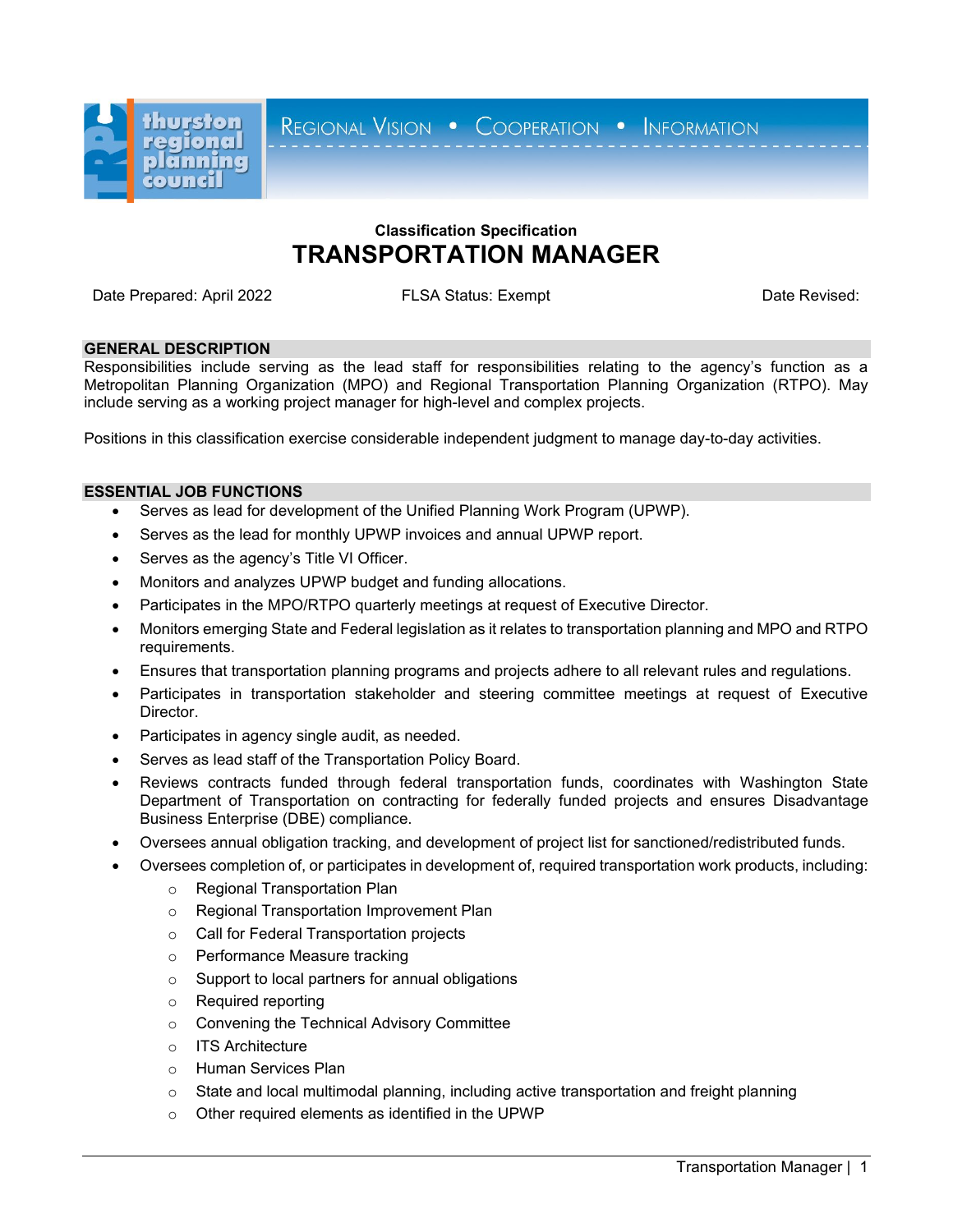thurston regional planning council

REGIONAL VISION • COOPERATION • INFORMATION

**Classification Specification**

# TRANSPORTATION MANAGER

Date Prepared: April 2022 FLSA Status: Exempt Date Revised:

## GENERAL DESCRIPTION

Responsibilities include serving as the lead staff for responsibilities relating to the agency's function as a Metropolitan Planning Organization (MPO) and Regional Transportation Planning Organization (RTPO). May include serving as a working project manager for high-level and complex projects.

Positions in this classification exercise considerable independent judgment to manage day-to-day activities.

## ESSENTIAL JOB FUNCTIONS

- Serves as lead for development of the Unified Planning Work Program (UPWP).
- Serves as the lead for monthly UPWP invoices and annual UPWP report.
- Serves as the agency's Title VI Officer.
- Monitors and analyzes UPWP budget and funding allocations.
- Participates in the MPO/RTPO quarterly meetings at request of Executive Director.
- Monitors emerging State and Federal legislation as it relates to transportation planning and MPO and RTPO requirements.
- Ensures that transportation planning programs and projects adhere to all relevant rules and regulations.
- Participates in transportation stakeholder and steering committee meetings at request of Executive Director.
- Participates in agency single audit, as needed.
- Serves as lead staff of the Transportation Policy Board.
- Reviews contracts funded through federal transportation funds, coordinates with Washington State Department of Transportation on contracting for federally funded projects and ensures Disadvantage Business Enterprise (DBE) compliance.
- Oversees annual obligation tracking, and development of project list for sanctioned/redistributed funds.
- Oversees completion of, or participates in development of, required transportation work products, including:
  - Regional Transportation Plan
  - Regional Transportation Improvement Plan
  - Call for Federal Transportation projects
  - Performance Measure tracking
  - Support to local partners for annual obligations
  - Required reporting
  - Convening the Technical Advisory Committee
  - ITS Architecture
  - Human Services Plan
  - State and local multimodal planning, including active transportation and freight planning
  - Other required elements as identified in the UPWP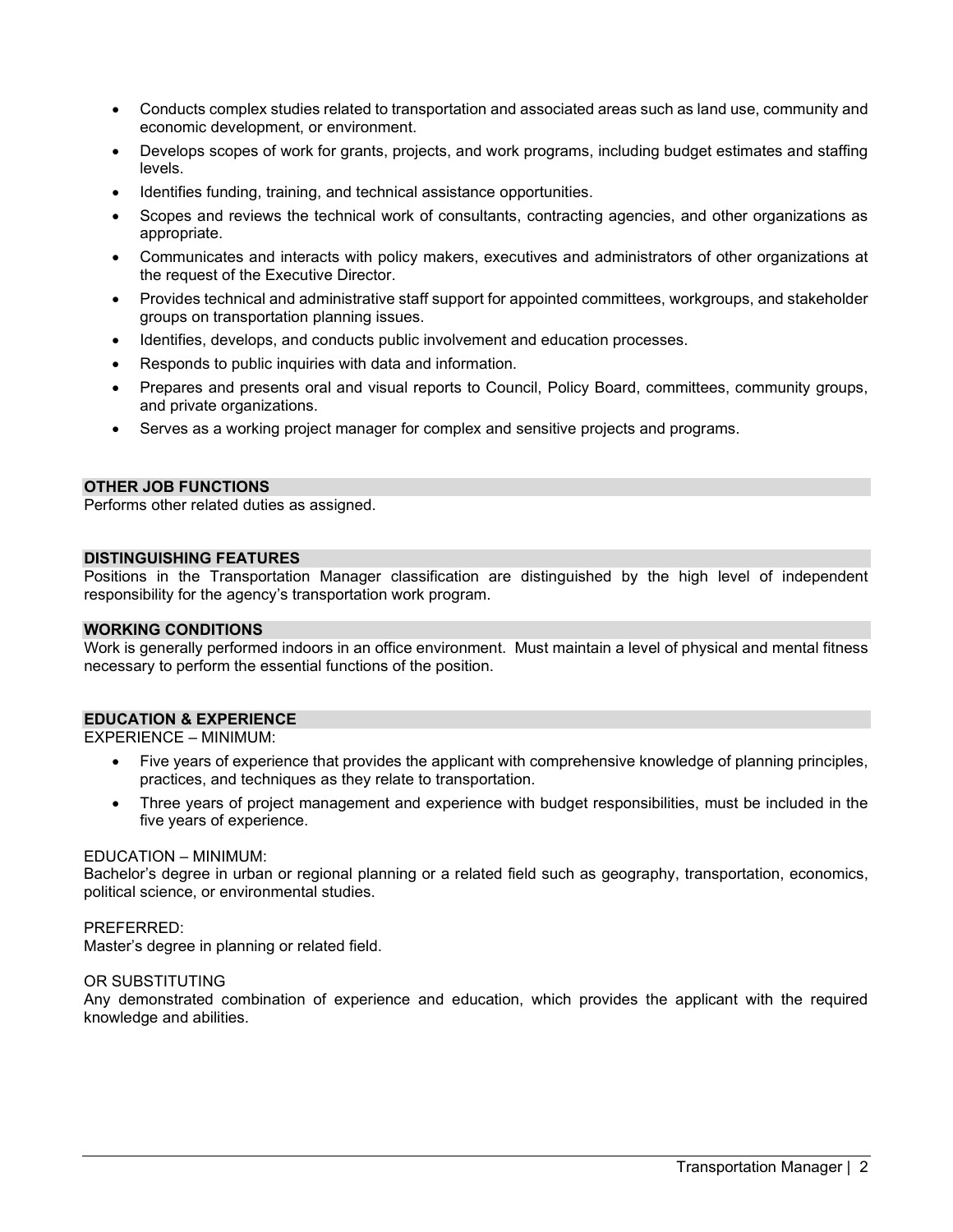- Conducts complex studies related to transportation and associated areas such as land use, community and economic development, or environment.
- Develops scopes of work for grants, projects, and work programs, including budget estimates and staffing levels.
- Identifies funding, training, and technical assistance opportunities.
- Scopes and reviews the technical work of consultants, contracting agencies, and other organizations as appropriate.
- Communicates and interacts with policy makers, executives and administrators of other organizations at the request of the Executive Director.
- Provides technical and administrative staff support for appointed committees, workgroups, and stakeholder groups on transportation planning issues.
- Identifies, develops, and conducts public involvement and education processes.
- Responds to public inquiries with data and information.
- Prepares and presents oral and visual reports to Council, Policy Board, committees, community groups, and private organizations.
- Serves as a working project manager for complex and sensitive projects and programs.

## OTHER JOB FUNCTIONS

Performs other related duties as assigned.

## DISTINGUISHING FEATURES

Positions in the Transportation Manager classification are distinguished by the high level of independent responsibility for the agency's transportation work program.

## WORKING CONDITIONS

Work is generally performed indoors in an office environment. Must maintain a level of physical and mental fitness necessary to perform the essential functions of the position.

## EDUCATION & EXPERIENCE

EXPERIENCE – MINIMUM:

- Five years of experience that provides the applicant with comprehensive knowledge of planning principles, practices, and techniques as they relate to transportation.
- Three years of project management and experience with budget responsibilities, must be included in the five years of experience.

EDUCATION – MINIMUM:

Bachelor's degree in urban or regional planning or a related field such as geography, transportation, economics, political science, or environmental studies.

PREFERRED:

Master's degree in planning or related field.

OR SUBSTITUTING

Any demonstrated combination of experience and education, which provides the applicant with the required knowledge and abilities.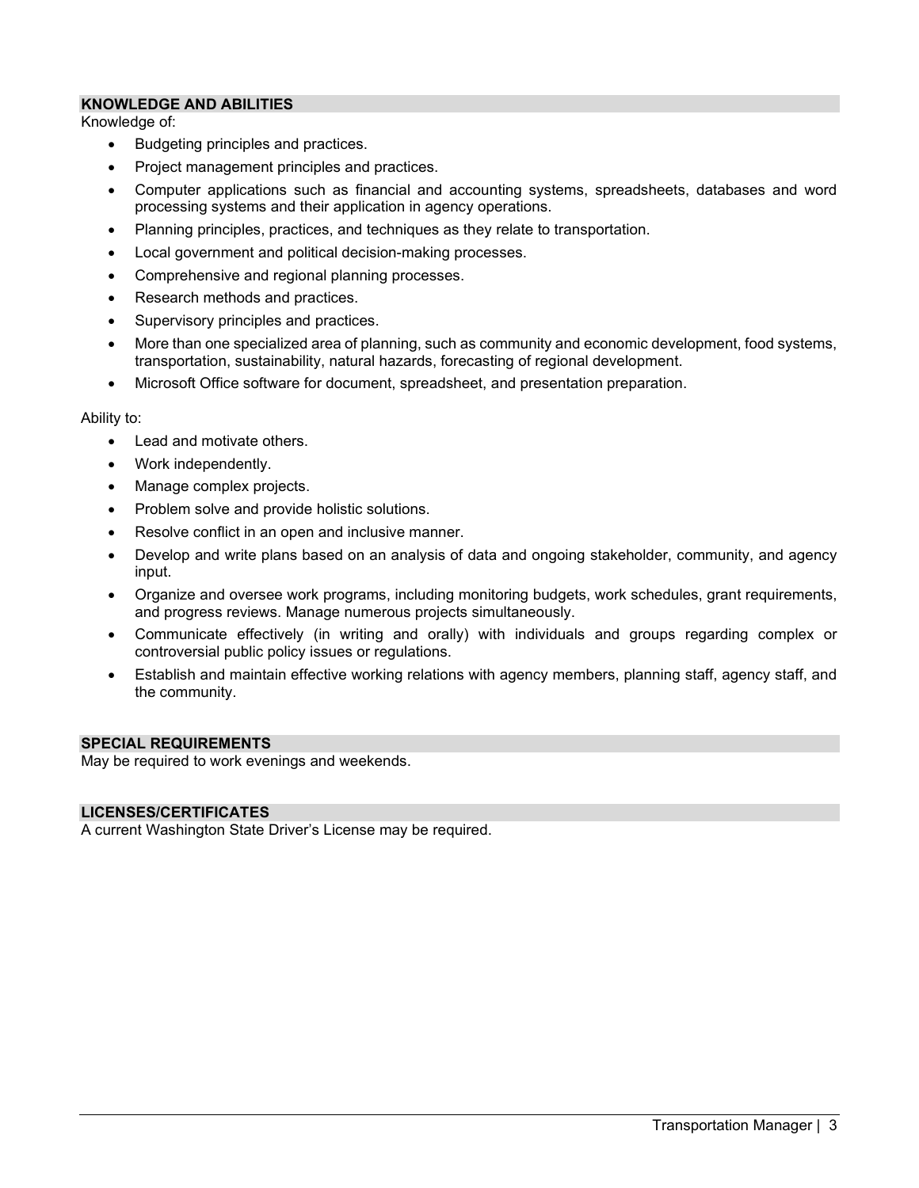## KNOWLEDGE AND ABILITIES

Knowledge of:

- Budgeting principles and practices.
- Project management principles and practices.
- Computer applications such as financial and accounting systems, spreadsheets, databases and word processing systems and their application in agency operations.
- Planning principles, practices, and techniques as they relate to transportation.
- Local government and political decision-making processes.
- Comprehensive and regional planning processes.
- Research methods and practices.
- Supervisory principles and practices.
- More than one specialized area of planning, such as community and economic development, food systems, transportation, sustainability, natural hazards, forecasting of regional development.
- Microsoft Office software for document, spreadsheet, and presentation preparation.

Ability to:

- Lead and motivate others.
- Work independently.
- Manage complex projects.
- Problem solve and provide holistic solutions.
- Resolve conflict in an open and inclusive manner.
- Develop and write plans based on an analysis of data and ongoing stakeholder, community, and agency input.
- Organize and oversee work programs, including monitoring budgets, work schedules, grant requirements, and progress reviews. Manage numerous projects simultaneously.
- Communicate effectively (in writing and orally) with individuals and groups regarding complex or controversial public policy issues or regulations.
- Establish and maintain effective working relations with agency members, planning staff, agency staff, and the community.

## SPECIAL REQUIREMENTS

May be required to work evenings and weekends.

## LICENSES/CERTIFICATES

A current Washington State Driver's License may be required.